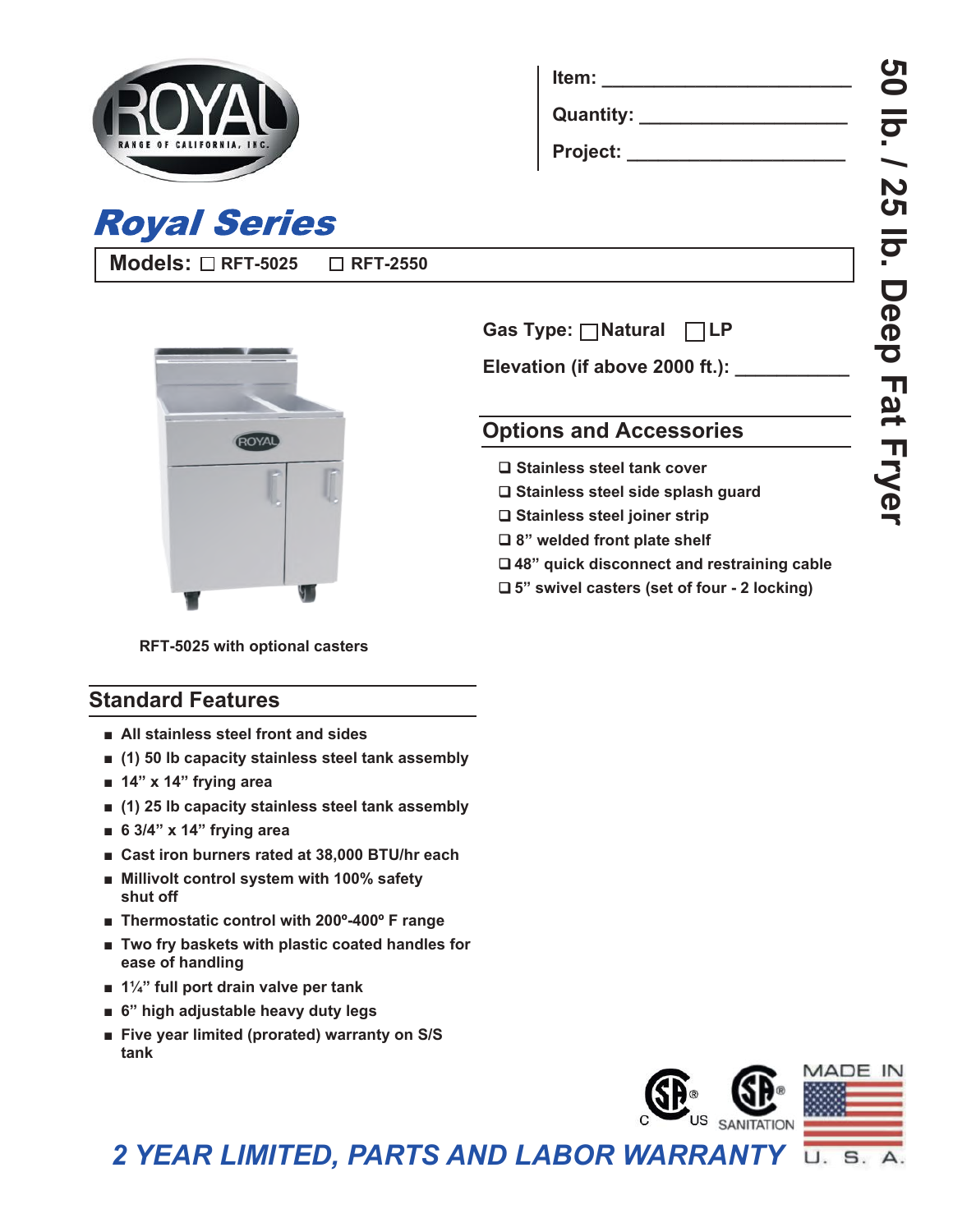ROYAL RANGE OF CALIFORNIA, INC.

Item: ______________________

Quantity: ___________________

Project: ____________________

# 50 lb. / 25 lb. Deep Fat Fryer

## Royal Series

**Models:** ☐ RFT-5025 ☐ RFT-2550

RFT-5025 with optional casters

**Gas Type:** ☐ Natural ☐ LP

**Elevation (if above 2000 ft.):** ___________

## Options and Accessories

- ❑ Stainless steel tank cover
- ❑ Stainless steel side splash guard
- ❑ Stainless steel joiner strip
- ❑ 8" welded front plate shelf
- ❑ 48" quick disconnect and restraining cable
- ❑ 5" swivel casters (set of four - 2 locking)

## Standard Features

- All stainless steel front and sides
- (1) 50 lb capacity stainless steel tank assembly
- 14" x 14" frying area
- (1) 25 lb capacity stainless steel tank assembly
- 6 3/4" x 14" frying area
- Cast iron burners rated at 38,000 BTU/hr each
- Millivolt control system with 100% safety shut off
- Thermostatic control with 200º-400º F range
- Two fry baskets with plastic coated handles for ease of handling
- 1¼" full port drain valve per tank
- 6" high adjustable heavy duty legs
- Five year limited (prorated) warranty on S/S tank

C US SANITATION

MADE IN U. S. A.

***2 YEAR LIMITED, PARTS AND LABOR WARRANTY***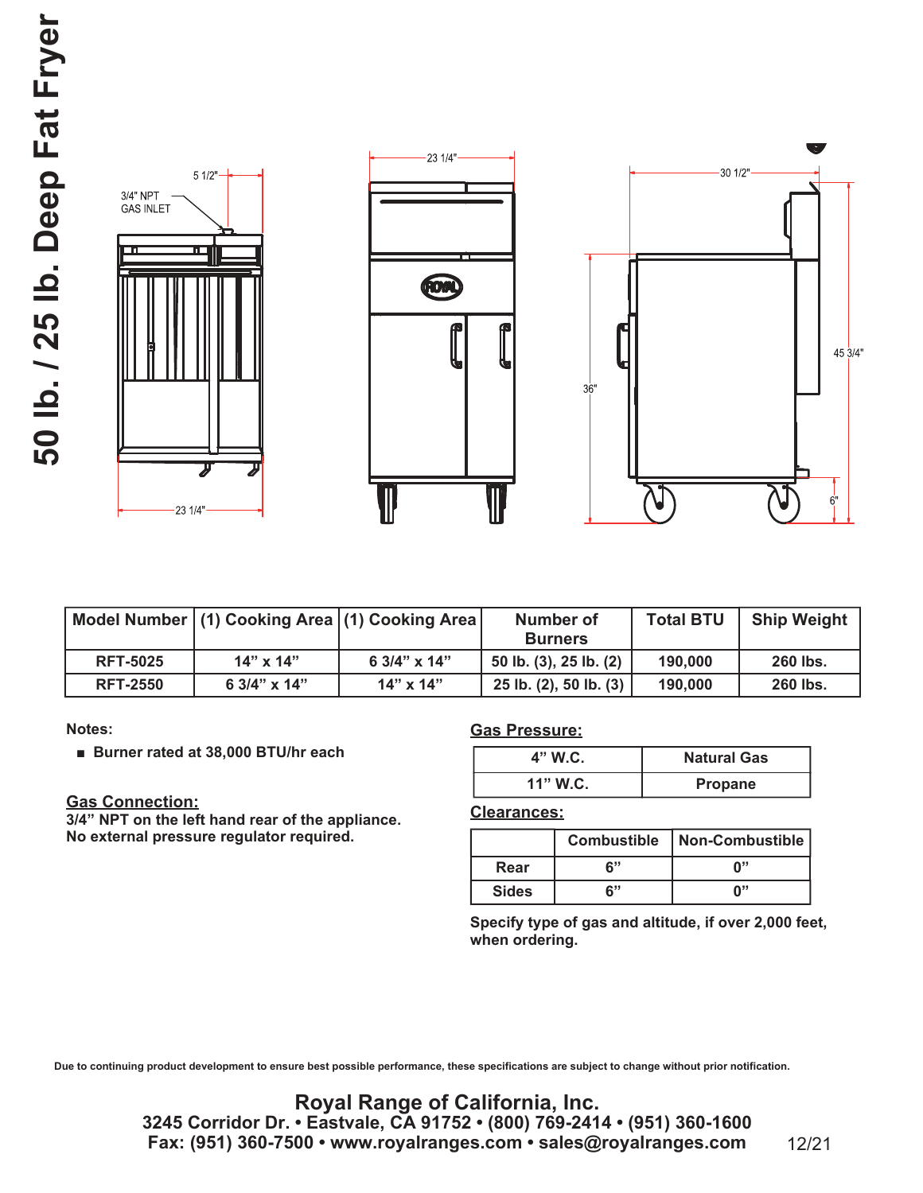# 50 lb. / 25 lb. Deep Fat Fryer

5 1/2"
3/4" NPT GAS INLET
23 1/4"
23 1/4"
30 1/2"
36"
45 3/4"
6"

| Model Number | (1) Cooking Area | (1) Cooking Area | Number of Burners | Total BTU | Ship Weight |
|---|---|---|---|---|---|
| RFT-5025 | 14" x 14" | 6 3/4" x 14" | 50 lb. (3), 25 lb. (2) | 190,000 | 260 lbs. |
| RFT-2550 | 6 3/4" x 14" | 14" x 14" | 25 lb. (2), 50 lb. (3) | 190,000 | 260 lbs. |

**Notes:**

- **Burner rated at 38,000 BTU/hr each**

## Gas Connection:

**3/4" NPT on the left hand rear of the appliance.**
**No external pressure regulator required.**

## Gas Pressure:

| | |
|---|---|
| 4" W.C. | Natural Gas |
| 11" W.C. | Propane |

## Clearances:

| | Combustible | Non-Combustible |
|---|---|---|
| Rear | 6" | 0" |
| Sides | 6" | 0" |

**Specify type of gas and altitude, if over 2,000 feet, when ordering.**

**Due to continuing product development to ensure best possible performance, these specifications are subject to change without prior notification.**

**Royal Range of California, Inc.**
**3245 Corridor Dr. • Eastvale, CA 91752 • (800) 769-2414 • (951) 360-1600**
**Fax: (951) 360-7500 • www.royalranges.com • sales@royalranges.com**

12/21